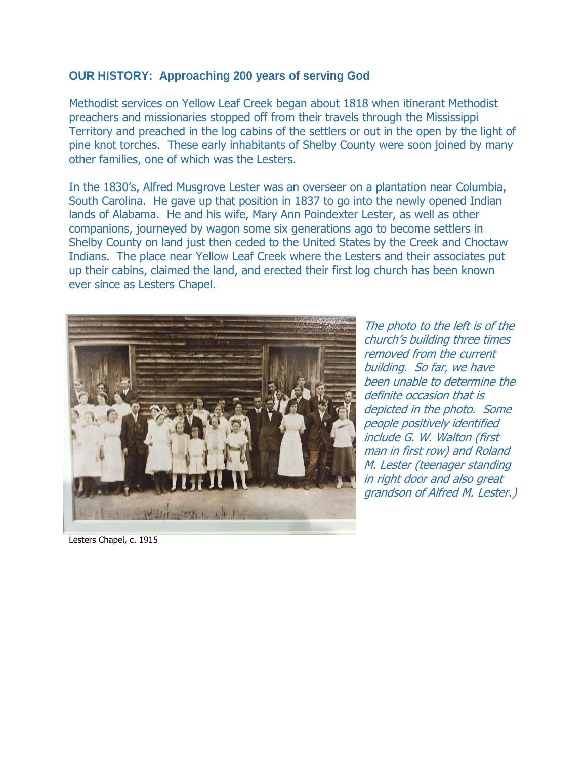**OUR HISTORY: Approaching 200 years of serving God**

Methodist services on Yellow Leaf Creek began about 1818 when itinerant Methodist preachers and missionaries stopped off from their travels through the Mississippi Territory and preached in the log cabins of the settlers or out in the open by the light of pine knot torches. These early inhabitants of Shelby County were soon joined by many other families, one of which was the Lesters.

In the 1830's, Alfred Musgrove Lester was an overseer on a plantation near Columbia, South Carolina. He gave up that position in 1837 to go into the newly opened Indian lands of Alabama. He and his wife, Mary Ann Poindexter Lester, as well as other companions, journeyed by wagon some six generations ago to become settlers in Shelby County on land just then ceded to the United States by the Creek and Choctaw Indians. The place near Yellow Leaf Creek where the Lesters and their associates put up their cabins, claimed the land, and erected their first log church has been known ever since as Lesters Chapel.

*The photo to the left is of the church's building three times removed from the current building. So far, we have been unable to determine the definite occasion that is depicted in the photo. Some people positively identified include G. W. Walton (first man in first row) and Roland M. Lester (teenager standing in right door and also great grandson of Alfred M. Lester.)*

Lesters Chapel, c. 1915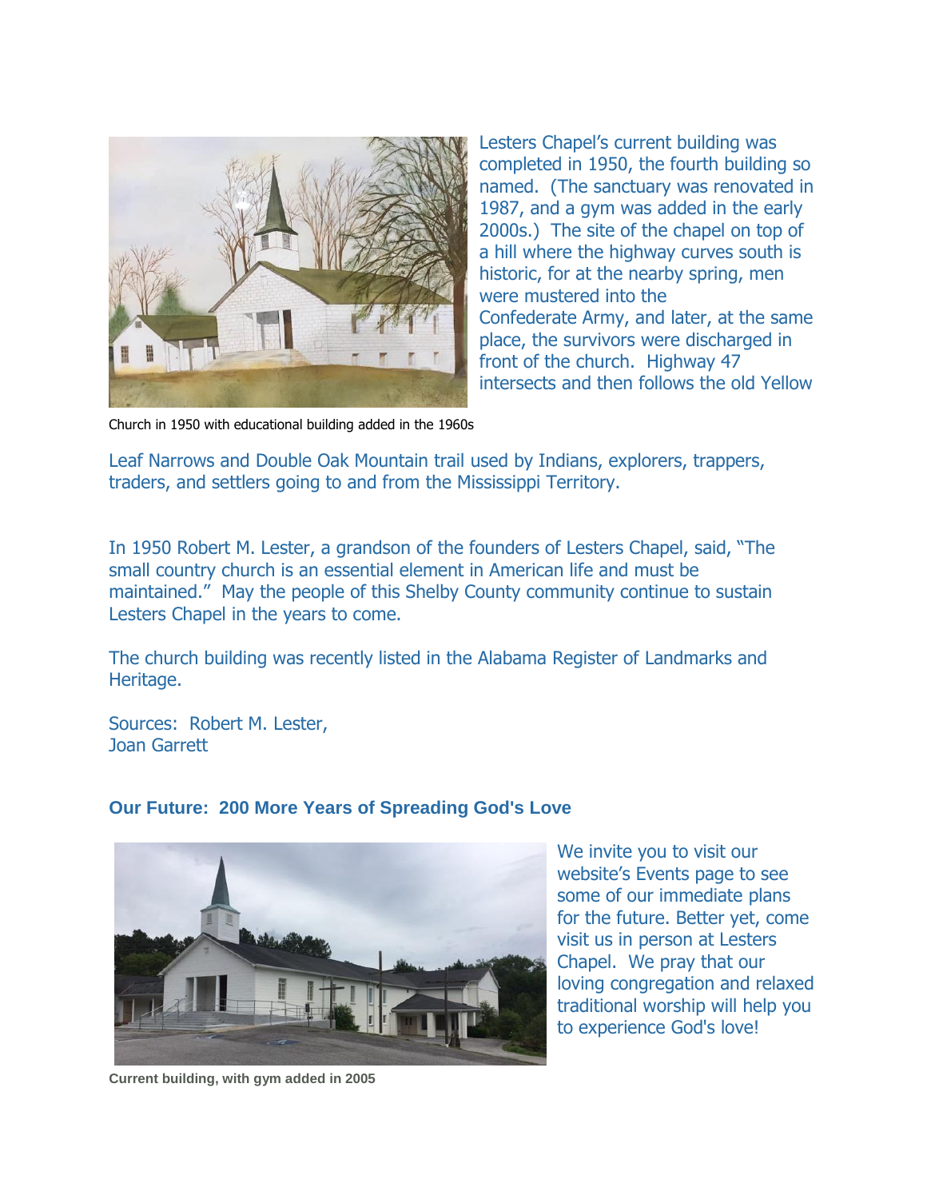Lesters Chapel's current building was completed in 1950, the fourth building so named. (The sanctuary was renovated in 1987, and a gym was added in the early 2000s.) The site of the chapel on top of a hill where the highway curves south is historic, for at the nearby spring, men were mustered into the Confederate Army, and later, at the same place, the survivors were discharged in front of the church. Highway 47 intersects and then follows the old Yellow Leaf Narrows and Double Oak Mountain trail used by Indians, explorers, trappers, traders, and settlers going to and from the Mississippi Territory.

Church in 1950 with educational building added in the 1960s

In 1950 Robert M. Lester, a grandson of the founders of Lesters Chapel, said, "The small country church is an essential element in American life and must be maintained." May the people of this Shelby County community continue to sustain Lesters Chapel in the years to come.

The church building was recently listed in the Alabama Register of Landmarks and Heritage.

Sources: Robert M. Lester,
Joan Garrett

## Our Future: 200 More Years of Spreading God's Love

We invite you to visit our website's Events page to see some of our immediate plans for the future. Better yet, come visit us in person at Lesters Chapel. We pray that our loving congregation and relaxed traditional worship will help you to experience God's love!

**Current building, with gym added in 2005**